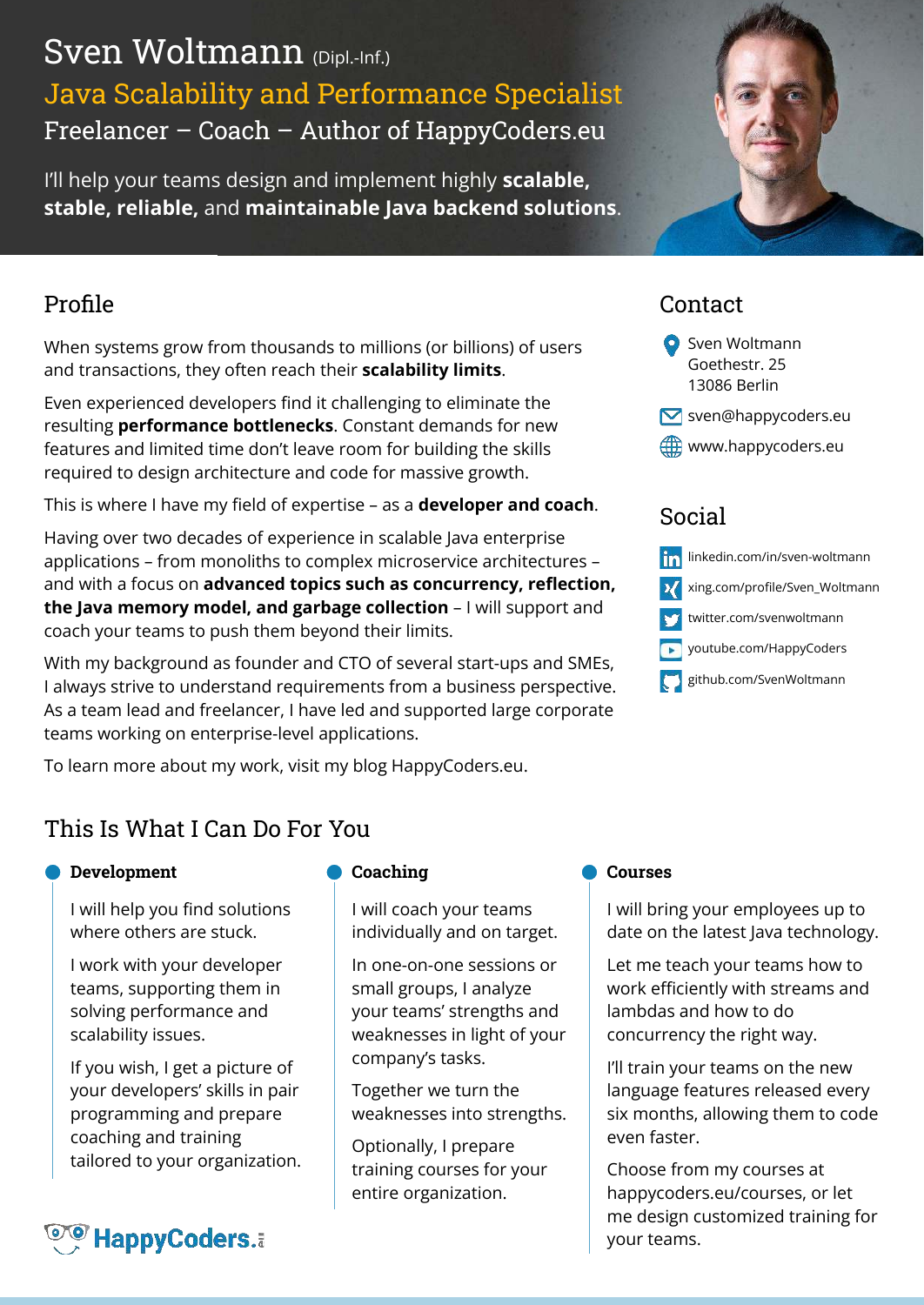# Sven Woltmann (Dipl.-Inf.)

## Java Scalability and Performance Specialist

Freelancer – Coach – Author of HappyCoders.eu

I'll help your teams design and implement highly **scalable, stable, reliable,** and **maintainable Java backend solutions**.

## Profile

When systems grow from thousands to millions (or billions) of users and transactions, they often reach their **scalability limits**.

Even experienced developers find it challenging to eliminate the resulting **performance bottlenecks**. Constant demands for new features and limited time don't leave room for building the skills required to design architecture and code for massive growth.

This is where I have my field of expertise – as a **developer and coach**.

Having over two decades of experience in scalable Java enterprise applications – from monoliths to complex microservice architectures – and with a focus on **advanced topics such as concurrency, reflection, the Java memory model, and garbage collection** – I will support and coach your teams to push them beyond their limits.

With my background as founder and CTO of several start-ups and SMEs, I always strive to understand requirements from a business perspective. As a team lead and freelancer, I have led and supported large corporate teams working on enterprise-level applications.

To learn more about my work, visit my blog HappyCoders.eu.

## Contact

Sven Woltmann
Goethestr. 25
13086 Berlin

sven@happycoders.eu

www.happycoders.eu

## Social

linkedin.com/in/sven-woltmann

xing.com/profile/Sven_Woltmann

twitter.com/svenwoltmann

youtube.com/HappyCoders

github.com/SvenWoltmann

## This Is What I Can Do For You

### Development

I will help you find solutions where others are stuck.

I work with your developer teams, supporting them in solving performance and scalability issues.

If you wish, I get a picture of your developers' skills in pair programming and prepare coaching and training tailored to your organization.

### Coaching

I will coach your teams individually and on target.

In one-on-one sessions or small groups, I analyze your teams' strengths and weaknesses in light of your company's tasks.

Together we turn the weaknesses into strengths.

Optionally, I prepare training courses for your entire organization.

### Courses

I will bring your employees up to date on the latest Java technology.

Let me teach your teams how to work efficiently with streams and lambdas and how to do concurrency the right way.

I'll train your teams on the new language features released every six months, allowing them to code even faster.

Choose from my courses at happycoders.eu/courses, or let me design customized training for your teams.

HappyCoders.eu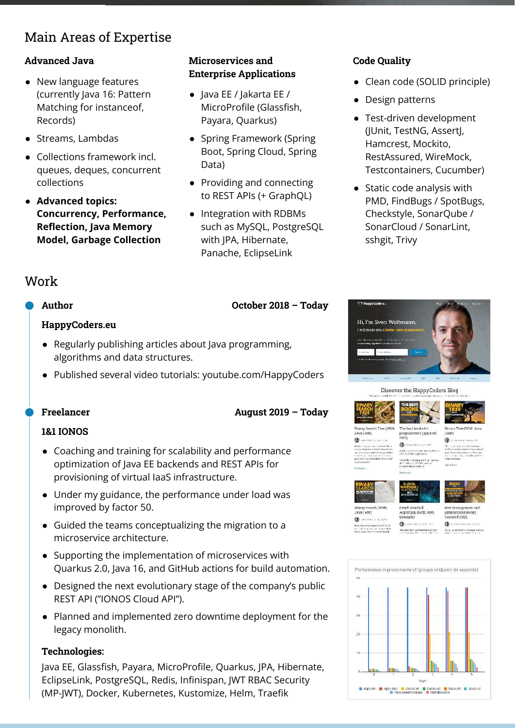## Main Areas of Expertise

### Advanced Java

- New language features (currently Java 16: Pattern Matching for instanceof, Records)
- Streams, Lambdas
- Collections framework incl. queues, deques, concurrent collections
- **Advanced topics: Concurrency, Performance, Reflection, Java Memory Model, Garbage Collection**

### Microservices and Enterprise Applications

- Java EE / Jakarta EE / MicroProfile (Glassfish, Payara, Quarkus)
- Spring Framework (Spring Boot, Spring Cloud, Spring Data)
- Providing and connecting to REST APIs (+ GraphQL)
- Integration with RDBMs such as MySQL, PostgreSQL with JPA, Hibernate, Panache, EclipseLink

### Code Quality

- Clean code (SOLID principle)
- Design patterns
- Test-driven development (JUnit, TestNG, AssertJ, Hamcrest, Mockito, RestAssured, WireMock, Testcontainers, Cucumber)
- Static code analysis with PMD, FindBugs / SpotBugs, Checkstyle, SonarQube / SonarCloud / SonarLint, sshgit, Trivy

## Work

### Author — October 2018 – Today

**HappyCoders.eu**

- Regularly publishing articles about Java programming, algorithms and data structures.
- Published several video tutorials: youtube.com/HappyCoders

### Freelancer — August 2019 – Today

**1&1 IONOS**

- Coaching and training for scalability and performance optimization of Java EE backends and REST APIs for provisioning of virtual IaaS infrastructure.
- Under my guidance, the performance under load was improved by factor 50.
- Guided the teams conceptualizing the migration to a microservice architecture.
- Supporting the implementation of microservices with Quarkus 2.0, Java 16, and GitHub actions for build automation.
- Designed the next evolutionary stage of the company's public REST API ("IONOS Cloud API").
- Planned and implemented zero downtime deployment for the legacy monolith.

**Technologies:**

Java EE, Glassfish, Payara, MicroProfile, Quarkus, JPA, Hibernate, EclipseLink, PostgreSQL, Redis, Infinispan, JWT RBAC Security (MP-JWT), Docker, Kubernetes, Kustomize, Helm, Traefik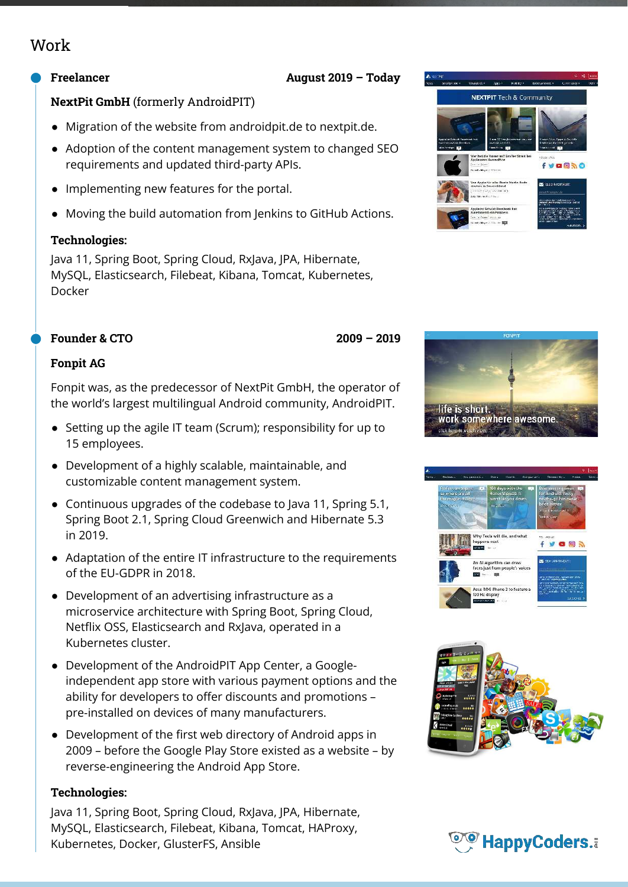# Work

### Freelancer — August 2019 – Today

**NextPit GmbH** (formerly AndroidPIT)

- Migration of the website from androidpit.de to nextpit.de.
- Adoption of the content management system to changed SEO requirements and updated third-party APIs.
- Implementing new features for the portal.
- Moving the build automation from Jenkins to GitHub Actions.

**Technologies:**

Java 11, Spring Boot, Spring Cloud, RxJava, JPA, Hibernate, MySQL, Elasticsearch, Filebeat, Kibana, Tomcat, Kubernetes, Docker

### Founder & CTO — 2009 – 2019

**Fonpit AG**

Fonpit was, as the predecessor of NextPit GmbH, the operator of the world's largest multilingual Android community, AndroidPIT.

- Setting up the agile IT team (Scrum); responsibility for up to 15 employees.
- Development of a highly scalable, maintainable, and customizable content management system.
- Continuous upgrades of the codebase to Java 11, Spring 5.1, Spring Boot 2.1, Spring Cloud Greenwich and Hibernate 5.3 in 2019.
- Adaptation of the entire IT infrastructure to the requirements of the EU-GDPR in 2018.
- Development of an advertising infrastructure as a microservice architecture with Spring Boot, Spring Cloud, Netflix OSS, Elasticsearch and RxJava, operated in a Kubernetes cluster.
- Development of the AndroidPIT App Center, a Google-independent app store with various payment options and the ability for developers to offer discounts and promotions – pre-installed on devices of many manufacturers.
- Development of the first web directory of Android apps in 2009 – before the Google Play Store existed as a website – by reverse-engineering the Android App Store.

**Technologies:**

Java 11, Spring Boot, Spring Cloud, RxJava, JPA, Hibernate, MySQL, Elasticsearch, Filebeat, Kibana, Tomcat, HAProxy, Kubernetes, Docker, GlusterFS, Ansible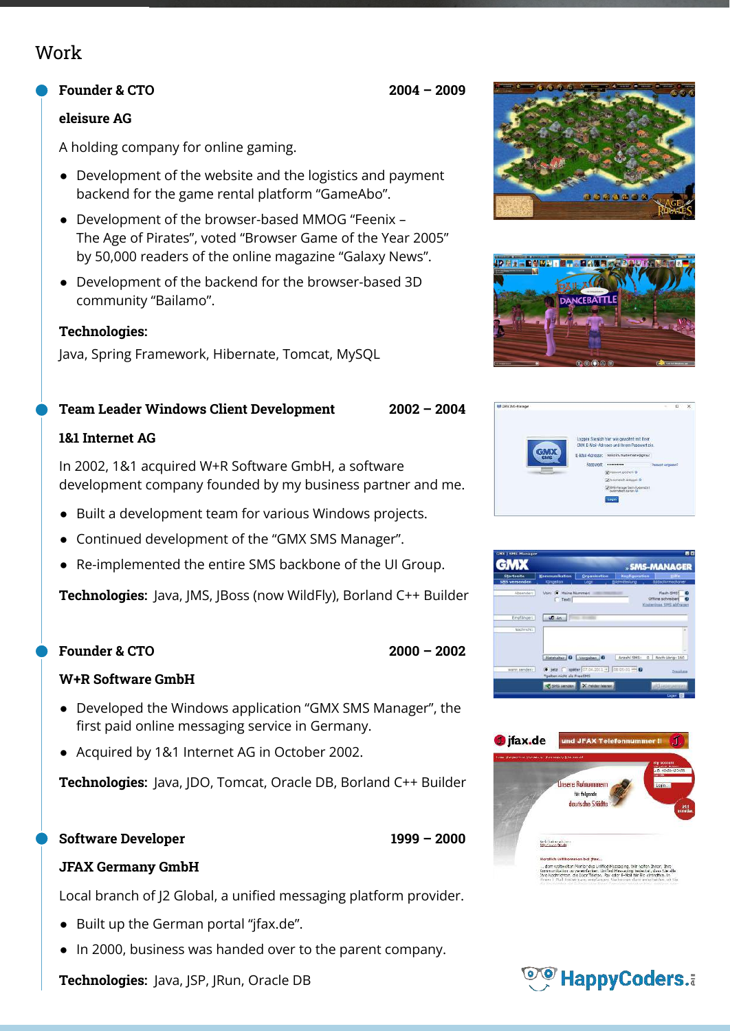## Work

### Founder & CTO — 2004 – 2009

**eleisure AG**

A holding company for online gaming.

- Development of the website and the logistics and payment backend for the game rental platform “GameAbo”.
- Development of the browser-based MMOG “Feenix – The Age of Pirates”, voted “Browser Game of the Year 2005” by 50,000 readers of the online magazine “Galaxy News”.
- Development of the backend for the browser-based 3D community “Bailamo”.

**Technologies:**

Java, Spring Framework, Hibernate, Tomcat, MySQL

### Team Leader Windows Client Development — 2002 – 2004

**1&1 Internet AG**

In 2002, 1&1 acquired W+R Software GmbH, a software development company founded by my business partner and me.

- Built a development team for various Windows projects.
- Continued development of the “GMX SMS Manager”.
- Re-implemented the entire SMS backbone of the UI Group.

**Technologies:** Java, JMS, JBoss (now WildFly), Borland C++ Builder

### Founder & CTO — 2000 – 2002

**W+R Software GmbH**

- Developed the Windows application “GMX SMS Manager”, the first paid online messaging service in Germany.
- Acquired by 1&1 Internet AG in October 2002.

**Technologies:** Java, JDO, Tomcat, Oracle DB, Borland C++ Builder

### Software Developer — 1999 – 2000

**JFAX Germany GmbH**

Local branch of J2 Global, a unified messaging platform provider.

- Built up the German portal “jfax.de”.
- In 2000, business was handed over to the parent company.

**Technologies:** Java, JSP, JRun, Oracle DB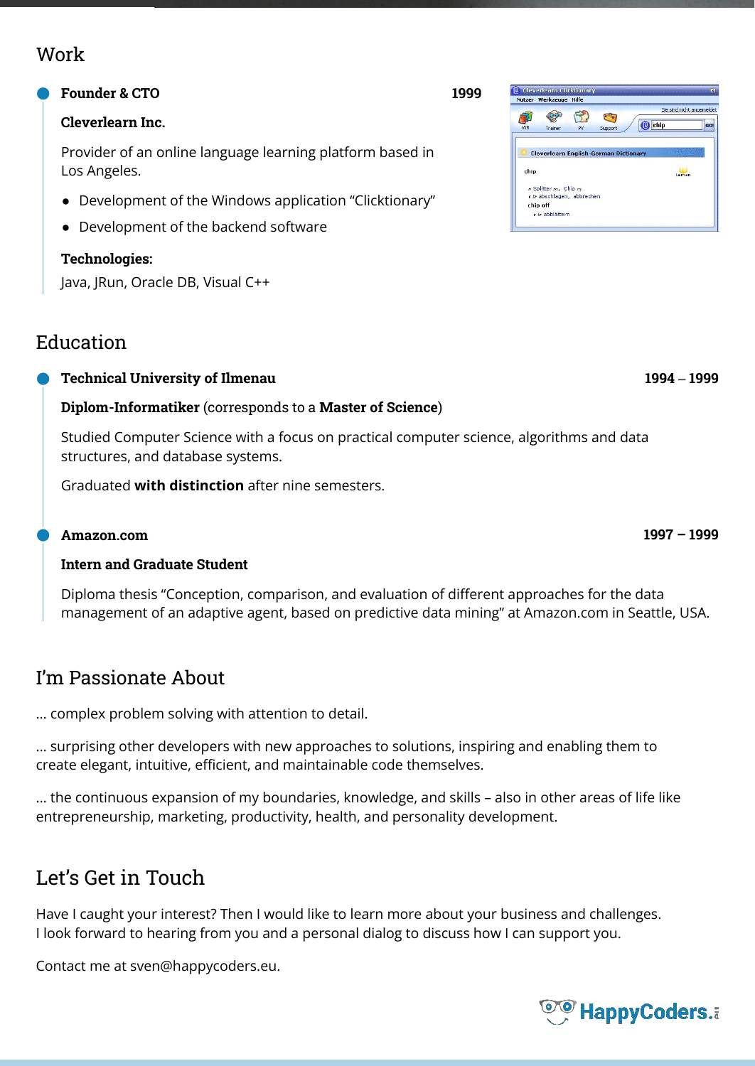## Work

**Founder & CTO** **1999**

**Cleverlearn Inc.**

Provider of an online language learning platform based in Los Angeles.

- Development of the Windows application "Clicktionary"
- Development of the backend software

**Technologies:**

Java, JRun, Oracle DB, Visual C++

## Education

**Technical University of Ilmenau** **1994 – 1999**

**Diplom-Informatiker** (corresponds to a **Master of Science**)

Studied Computer Science with a focus on practical computer science, algorithms and data structures, and database systems.

Graduated **with distinction** after nine semesters.

**Amazon.com** **1997 – 1999**

**Intern and Graduate Student**

Diploma thesis "Conception, comparison, and evaluation of different approaches for the data management of an adaptive agent, based on predictive data mining" at Amazon.com in Seattle, USA.

## I'm Passionate About

... complex problem solving with attention to detail.

... surprising other developers with new approaches to solutions, inspiring and enabling them to create elegant, intuitive, efficient, and maintainable code themselves.

... the continuous expansion of my boundaries, knowledge, and skills – also in other areas of life like entrepreneurship, marketing, productivity, health, and personality development.

## Let's Get in Touch

Have I caught your interest? Then I would like to learn more about your business and challenges. I look forward to hearing from you and a personal dialog to discuss how I can support you.

Contact me at sven@happycoders.eu.